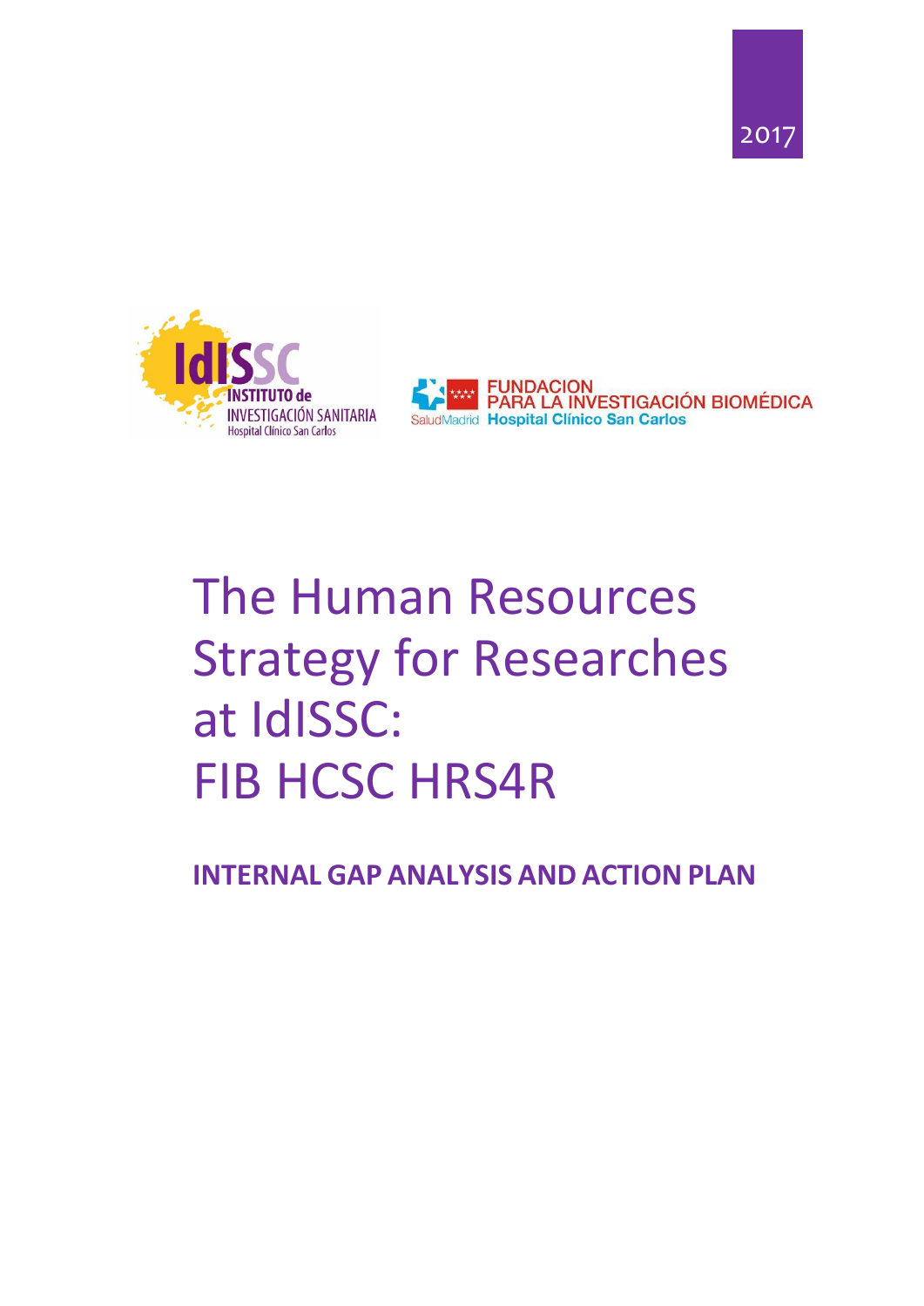2017

IdISSC INSTITUTO de INVESTIGACIÓN SANITARIA Hospital Clínico San Carlos

FUNDACION PARA LA INVESTIGACIÓN BIOMÉDICA SaludMadrid Hospital Clínico San Carlos

# The Human Resources Strategy for Researches at IdISSC: FIB HCSC HRS4R

**INTERNAL GAP ANALYSIS AND ACTION PLAN**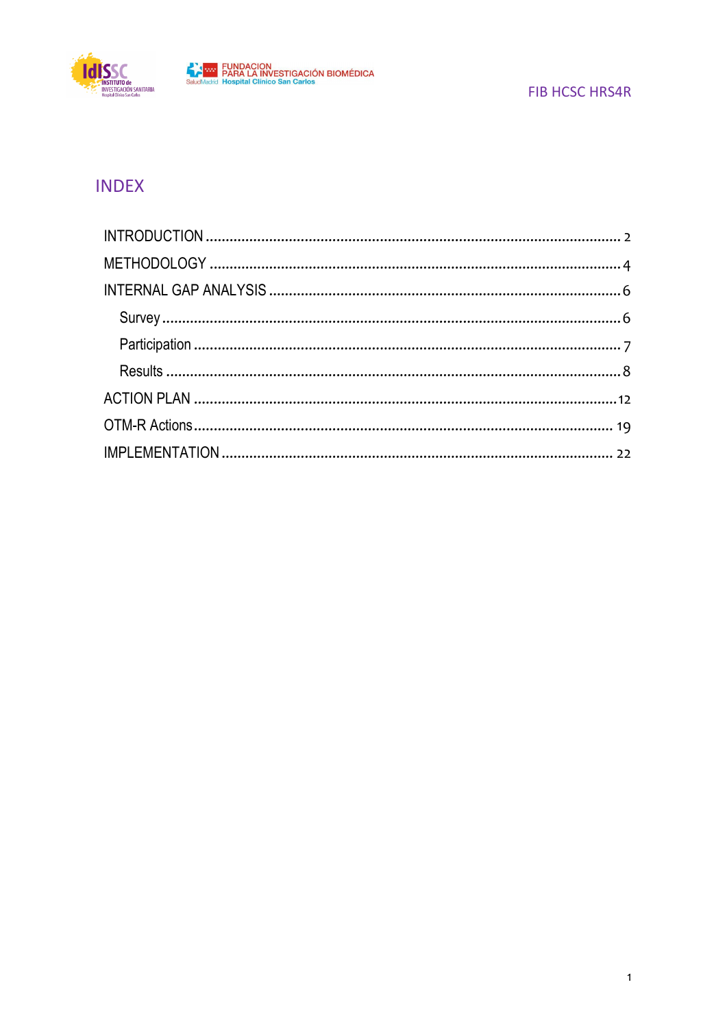# INDEX

INTRODUCTION .......................................................................................................... 2

METHODOLOGY ....................................................................................................... 4

INTERNAL GAP ANALYSIS ......................................................................................... 6

- Survey ................................................................................................................ 6
- Participation ....................................................................................................... 7
- Results ................................................................................................................ 8

ACTION PLAN ......................................................................................................... 12

OTM-R Actions ......................................................................................................... 19

IMPLEMENTATION .................................................................................................. 22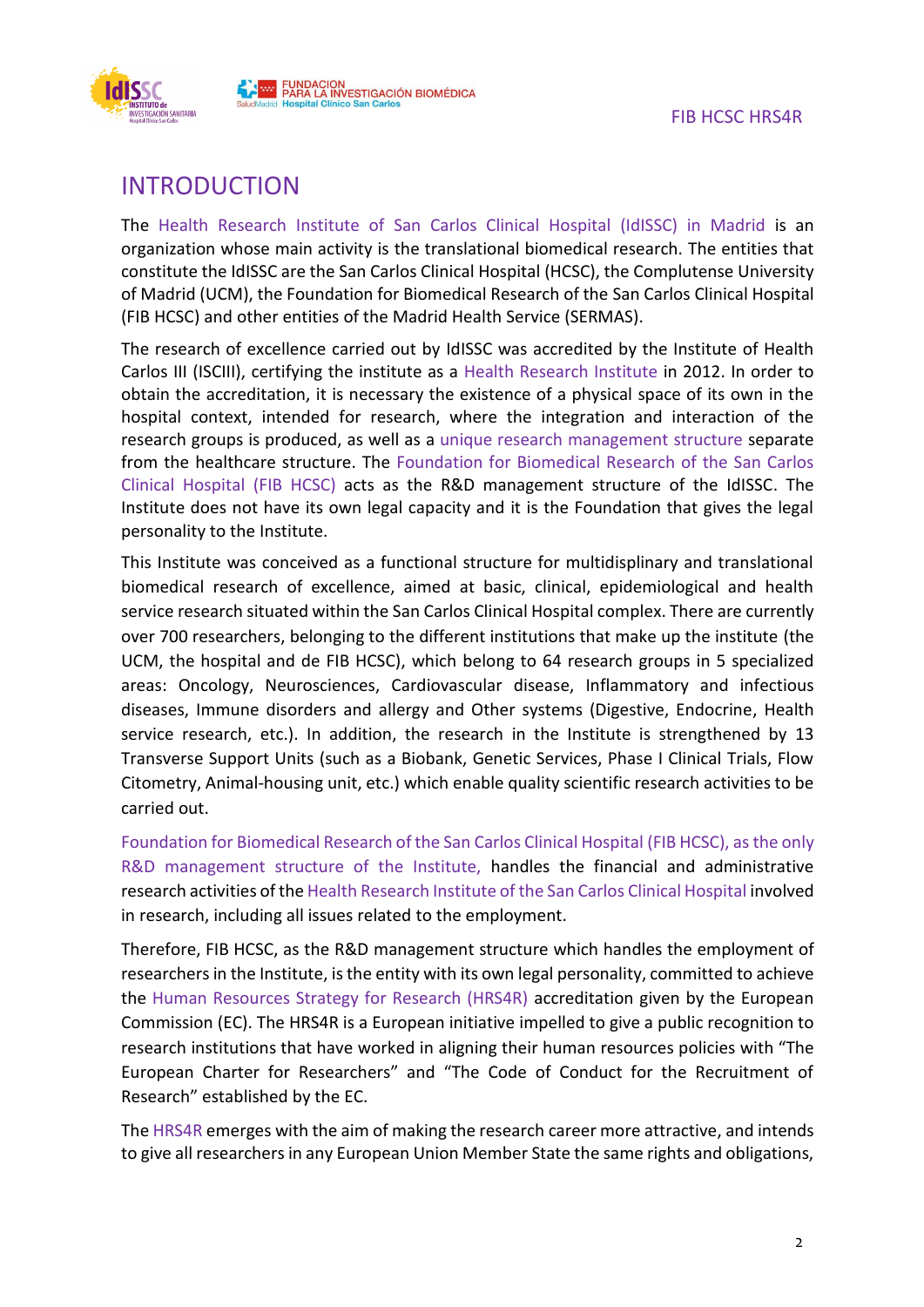# INTRODUCTION

The Health Research Institute of San Carlos Clinical Hospital (IdISSC) in Madrid is an organization whose main activity is the translational biomedical research. The entities that constitute the IdISSC are the San Carlos Clinical Hospital (HCSC), the Complutense University of Madrid (UCM), the Foundation for Biomedical Research of the San Carlos Clinical Hospital (FIB HCSC) and other entities of the Madrid Health Service (SERMAS).

The research of excellence carried out by IdISSC was accredited by the Institute of Health Carlos III (ISCIII), certifying the institute as a Health Research Institute in 2012. In order to obtain the accreditation, it is necessary the existence of a physical space of its own in the hospital context, intended for research, where the integration and interaction of the research groups is produced, as well as a unique research management structure separate from the healthcare structure. The Foundation for Biomedical Research of the San Carlos Clinical Hospital (FIB HCSC) acts as the R&D management structure of the IdISSC. The Institute does not have its own legal capacity and it is the Foundation that gives the legal personality to the Institute.

This Institute was conceived as a functional structure for multidisplinary and translational biomedical research of excellence, aimed at basic, clinical, epidemiological and health service research situated within the San Carlos Clinical Hospital complex. There are currently over 700 researchers, belonging to the different institutions that make up the institute (the UCM, the hospital and de FIB HCSC), which belong to 64 research groups in 5 specialized areas: Oncology, Neurosciences, Cardiovascular disease, Inflammatory and infectious diseases, Immune disorders and allergy and Other systems (Digestive, Endocrine, Health service research, etc.). In addition, the research in the Institute is strengthened by 13 Transverse Support Units (such as a Biobank, Genetic Services, Phase I Clinical Trials, Flow Citometry, Animal-housing unit, etc.) which enable quality scientific research activities to be carried out.

Foundation for Biomedical Research of the San Carlos Clinical Hospital (FIB HCSC), as the only R&D management structure of the Institute, handles the financial and administrative research activities of the Health Research Institute of the San Carlos Clinical Hospital involved in research, including all issues related to the employment.

Therefore, FIB HCSC, as the R&D management structure which handles the employment of researchers in the Institute, is the entity with its own legal personality, committed to achieve the Human Resources Strategy for Research (HRS4R) accreditation given by the European Commission (EC). The HRS4R is a European initiative impelled to give a public recognition to research institutions that have worked in aligning their human resources policies with "The European Charter for Researchers" and "The Code of Conduct for the Recruitment of Research" established by the EC.

The HRS4R emerges with the aim of making the research career more attractive, and intends to give all researchers in any European Union Member State the same rights and obligations,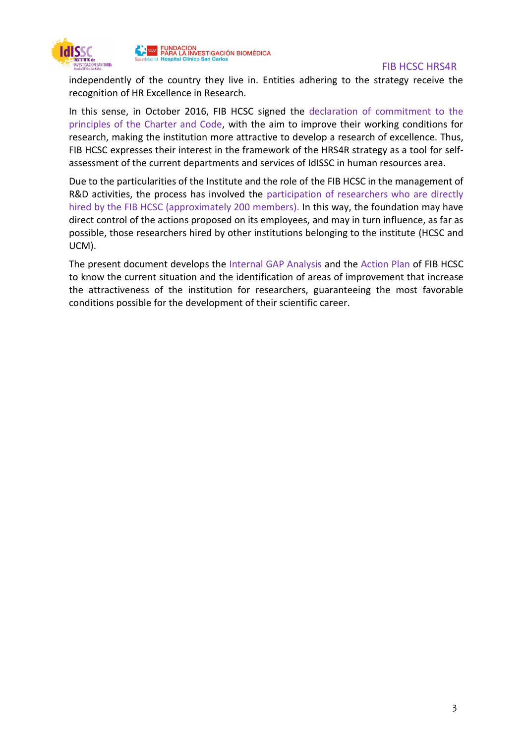independently of the country they live in. Entities adhering to the strategy receive the recognition of HR Excellence in Research.

In this sense, in October 2016, FIB HCSC signed the declaration of commitment to the principles of the Charter and Code, with the aim to improve their working conditions for research, making the institution more attractive to develop a research of excellence. Thus, FIB HCSC expresses their interest in the framework of the HRS4R strategy as a tool for self-assessment of the current departments and services of IdISSC in human resources area.

Due to the particularities of the Institute and the role of the FIB HCSC in the management of R&D activities, the process has involved the participation of researchers who are directly hired by the FIB HCSC (approximately 200 members). In this way, the foundation may have direct control of the actions proposed on its employees, and may in turn influence, as far as possible, those researchers hired by other institutions belonging to the institute (HCSC and UCM).

The present document develops the Internal GAP Analysis and the Action Plan of FIB HCSC to know the current situation and the identification of areas of improvement that increase the attractiveness of the institution for researchers, guaranteeing the most favorable conditions possible for the development of their scientific career.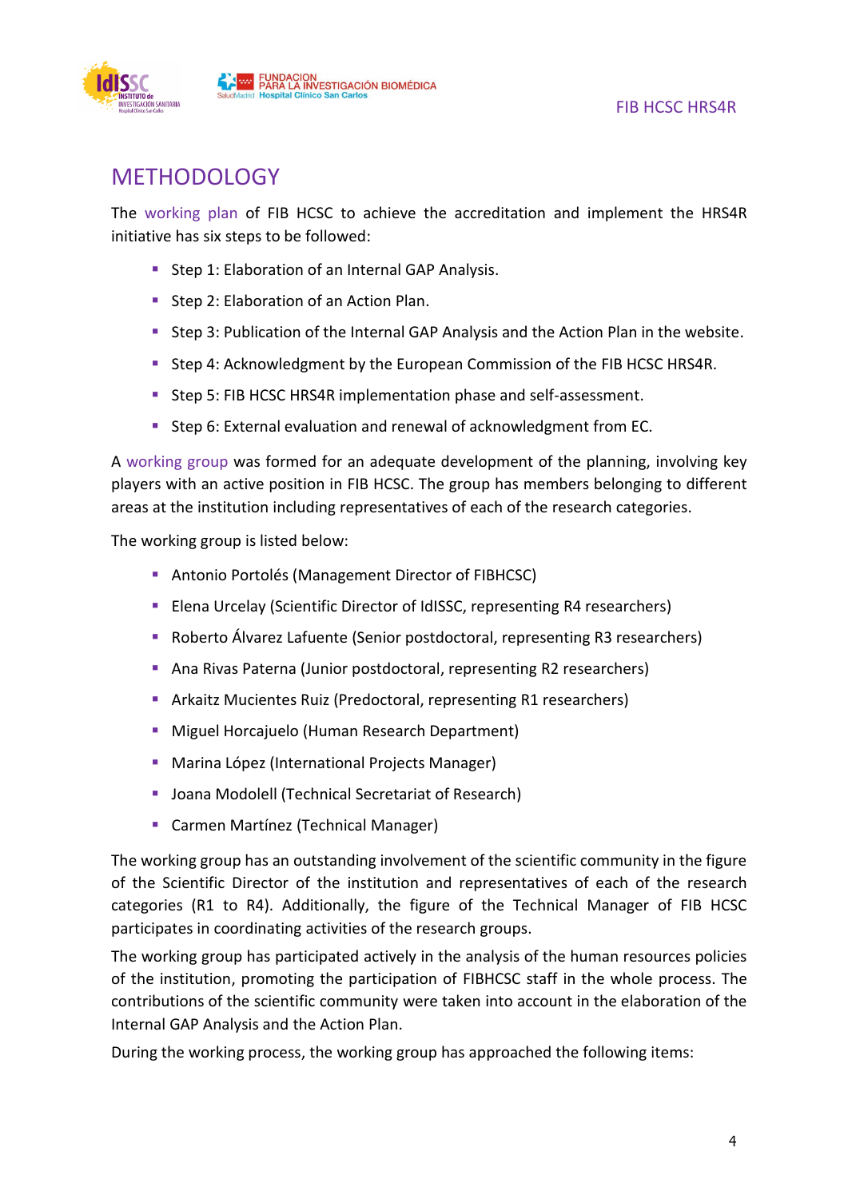# METHODOLOGY

The working plan of FIB HCSC to achieve the accreditation and implement the HRS4R initiative has six steps to be followed:

- Step 1: Elaboration of an Internal GAP Analysis.
- Step 2: Elaboration of an Action Plan.
- Step 3: Publication of the Internal GAP Analysis and the Action Plan in the website.
- Step 4: Acknowledgment by the European Commission of the FIB HCSC HRS4R.
- Step 5: FIB HCSC HRS4R implementation phase and self-assessment.
- Step 6: External evaluation and renewal of acknowledgment from EC.

A working group was formed for an adequate development of the planning, involving key players with an active position in FIB HCSC. The group has members belonging to different areas at the institution including representatives of each of the research categories.

The working group is listed below:

- Antonio Portolés (Management Director of FIBHCSC)
- Elena Urcelay (Scientific Director of IdISSC, representing R4 researchers)
- Roberto Álvarez Lafuente (Senior postdoctoral, representing R3 researchers)
- Ana Rivas Paterna (Junior postdoctoral, representing R2 researchers)
- Arkaitz Mucientes Ruiz (Predoctoral, representing R1 researchers)
- Miguel Horcajuelo (Human Research Department)
- Marina López (International Projects Manager)
- Joana Modolell (Technical Secretariat of Research)
- Carmen Martínez (Technical Manager)

The working group has an outstanding involvement of the scientific community in the figure of the Scientific Director of the institution and representatives of each of the research categories (R1 to R4). Additionally, the figure of the Technical Manager of FIB HCSC participates in coordinating activities of the research groups.

The working group has participated actively in the analysis of the human resources policies of the institution, promoting the participation of FIBHCSC staff in the whole process. The contributions of the scientific community were taken into account in the elaboration of the Internal GAP Analysis and the Action Plan.

During the working process, the working group has approached the following items: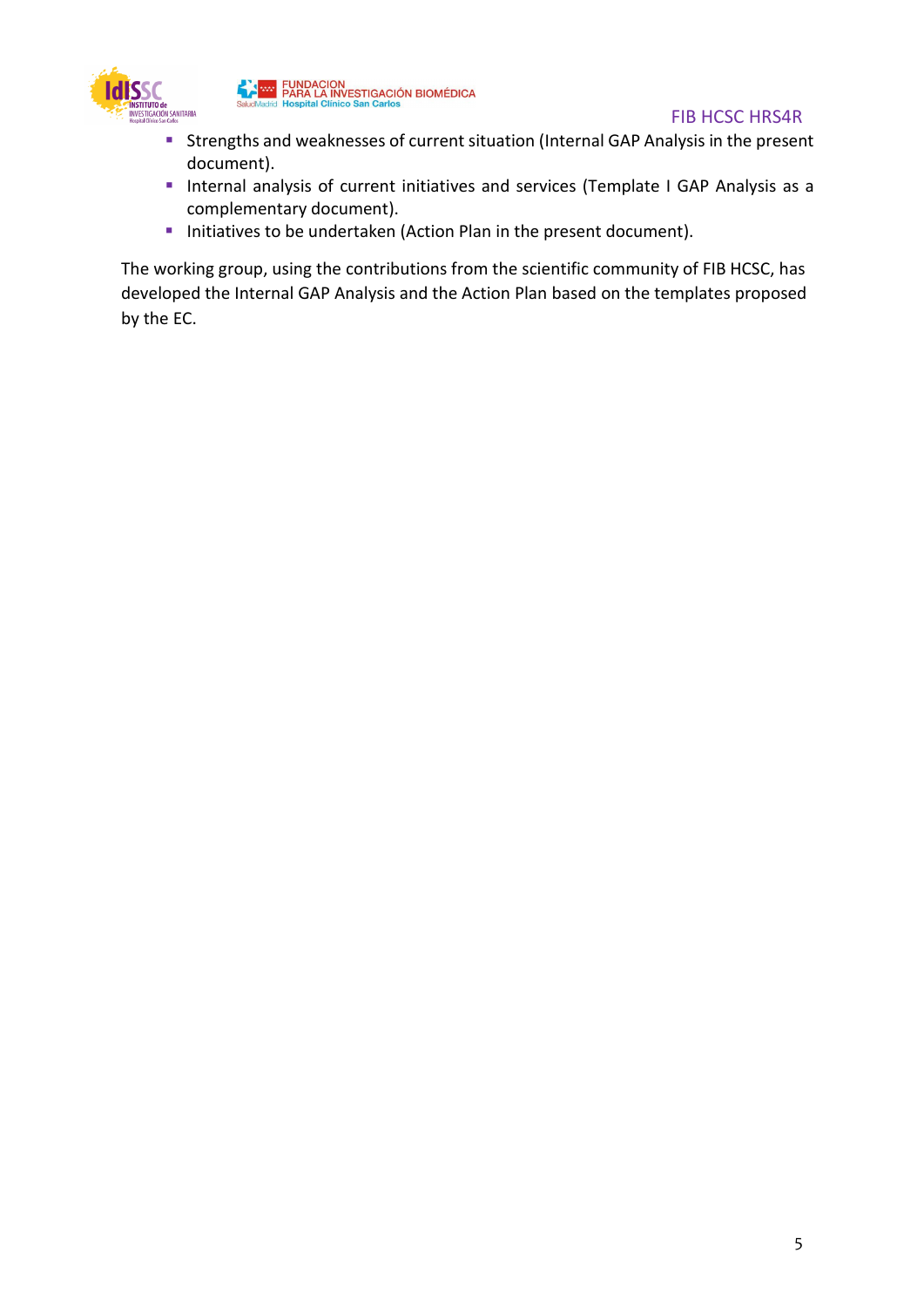- Strengths and weaknesses of current situation (Internal GAP Analysis in the present document).
- Internal analysis of current initiatives and services (Template I GAP Analysis as a complementary document).
- Initiatives to be undertaken (Action Plan in the present document).

The working group, using the contributions from the scientific community of FIB HCSC, has developed the Internal GAP Analysis and the Action Plan based on the templates proposed by the EC.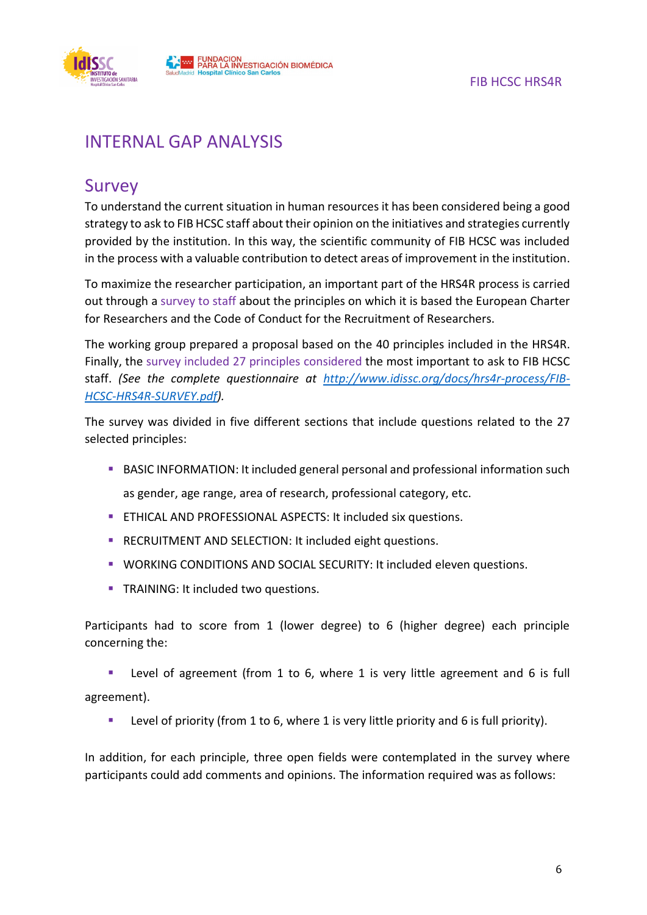# INTERNAL GAP ANALYSIS

## Survey

To understand the current situation in human resources it has been considered being a good strategy to ask to FIB HCSC staff about their opinion on the initiatives and strategies currently provided by the institution. In this way, the scientific community of FIB HCSC was included in the process with a valuable contribution to detect areas of improvement in the institution.

To maximize the researcher participation, an important part of the HRS4R process is carried out through a survey to staff about the principles on which it is based the European Charter for Researchers and the Code of Conduct for the Recruitment of Researchers.

The working group prepared a proposal based on the 40 principles included in the HRS4R. Finally, the survey included 27 principles considered the most important to ask to FIB HCSC staff. *(See the complete questionnaire at [http://www.idissc.org/docs/hrs4r-process/FIB-HCSC-HRS4R-SURVEY.pdf](http://www.idissc.org/docs/hrs4r-process/FIB-HCSC-HRS4R-SURVEY.pdf)).*

The survey was divided in five different sections that include questions related to the 27 selected principles:

- BASIC INFORMATION: It included general personal and professional information such as gender, age range, area of research, professional category, etc.
- ETHICAL AND PROFESSIONAL ASPECTS: It included six questions.
- RECRUITMENT AND SELECTION: It included eight questions.
- WORKING CONDITIONS AND SOCIAL SECURITY: It included eleven questions.
- TRAINING: It included two questions.

Participants had to score from 1 (lower degree) to 6 (higher degree) each principle concerning the:

- Level of agreement (from 1 to 6, where 1 is very little agreement and 6 is full agreement).
- Level of priority (from 1 to 6, where 1 is very little priority and 6 is full priority).

In addition, for each principle, three open fields were contemplated in the survey where participants could add comments and opinions. The information required was as follows: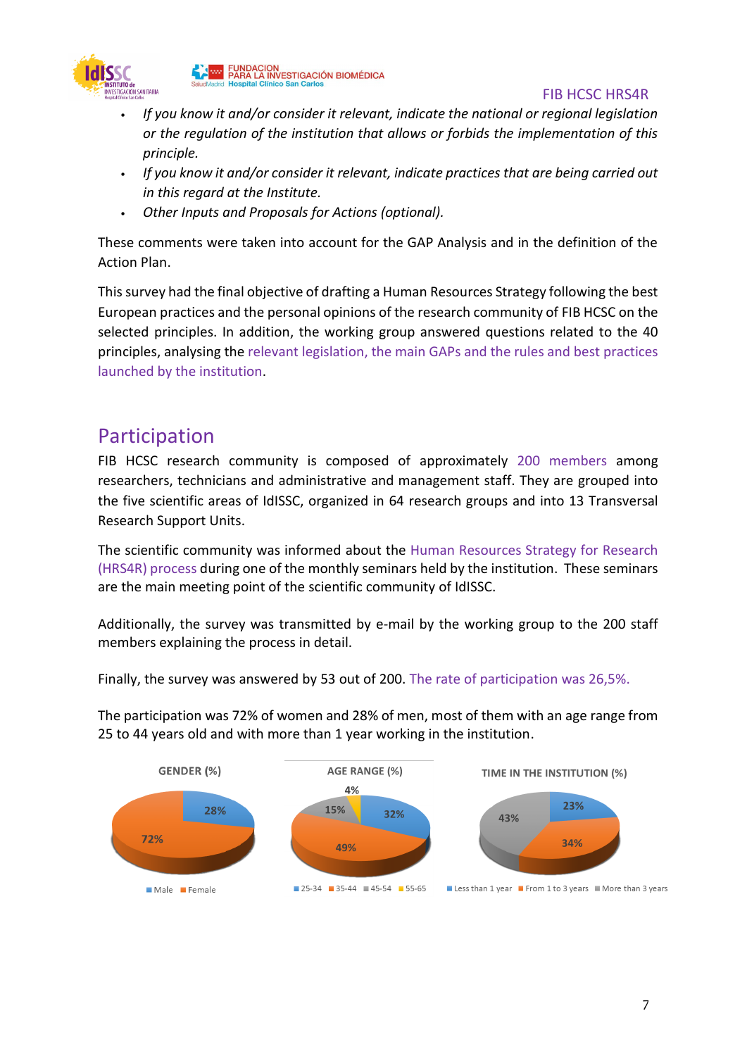- *If you know it and/or consider it relevant, indicate the national or regional legislation or the regulation of the institution that allows or forbids the implementation of this principle.*
- *If you know it and/or consider it relevant, indicate practices that are being carried out in this regard at the Institute.*
- *Other Inputs and Proposals for Actions (optional).*

These comments were taken into account for the GAP Analysis and in the definition of the Action Plan.

This survey had the final objective of drafting a Human Resources Strategy following the best European practices and the personal opinions of the research community of FIB HCSC on the selected principles. In addition, the working group answered questions related to the 40 principles, analysing the relevant legislation, the main GAPs and the rules and best practices launched by the institution.

## Participation

FIB HCSC research community is composed of approximately 200 members among researchers, technicians and administrative and management staff. They are grouped into the five scientific areas of IdISSC, organized in 64 research groups and into 13 Transversal Research Support Units.

The scientific community was informed about the Human Resources Strategy for Research (HRS4R) process during one of the monthly seminars held by the institution. These seminars are the main meeting point of the scientific community of IdISSC.

Additionally, the survey was transmitted by e-mail by the working group to the 200 staff members explaining the process in detail.

Finally, the survey was answered by 53 out of 200. The rate of participation was 26,5%.

The participation was 72% of women and 28% of men, most of them with an age range from 25 to 44 years old and with more than 1 year working in the institution.

GENDER (%)

28%
72%

Male, Female

AGE RANGE (%)

4%
15%
32%
49%

25-34, 35-44, 45-54, 55-65

TIME IN THE INSTITUTION (%)

23%
43%
34%

Less than 1 year, From 1 to 3 years, More than 3 years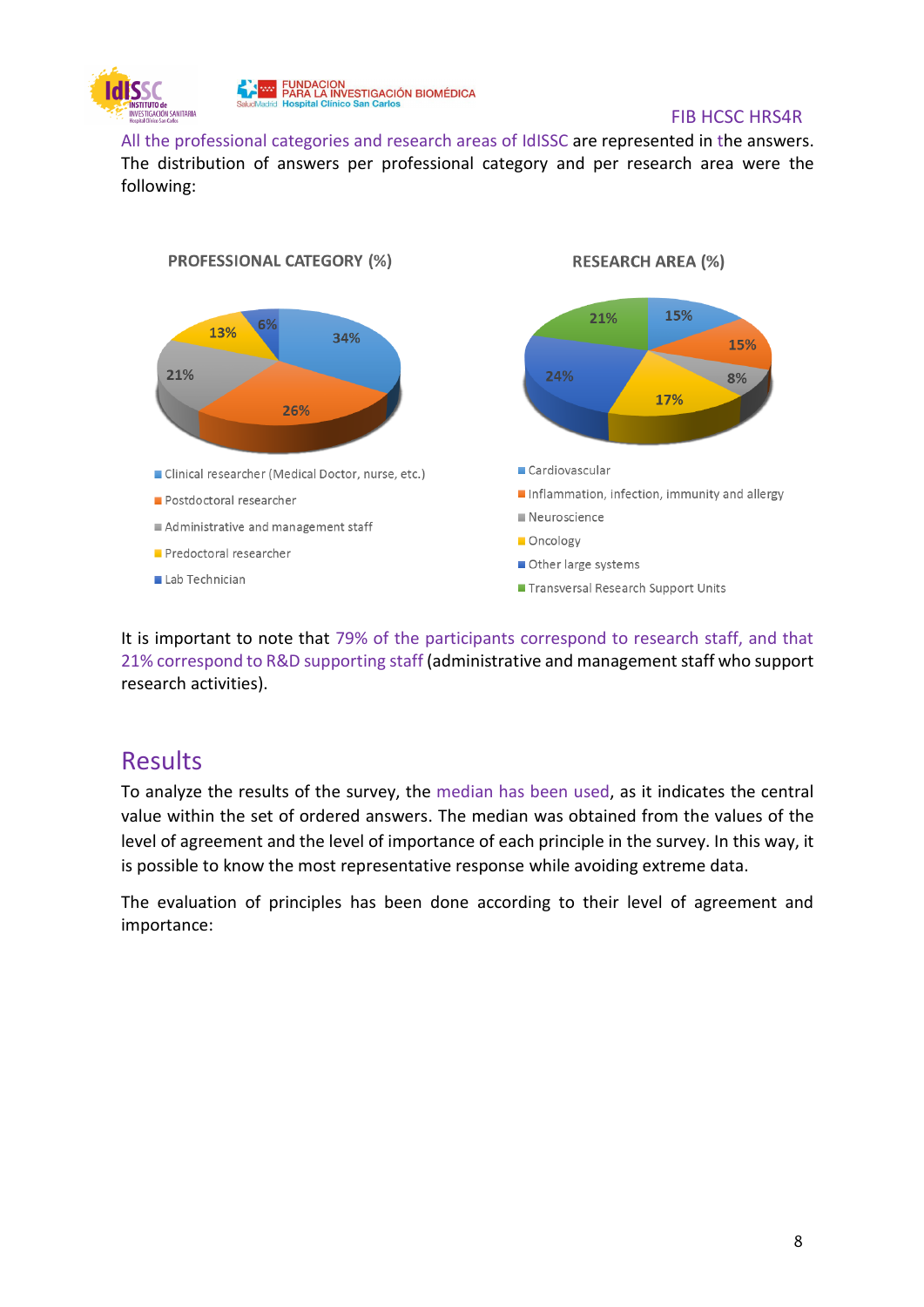All the professional categories and research areas of IdISSC are represented in the answers. The distribution of answers per professional category and per research area were the following:

PROFESSIONAL CATEGORY (%)

34%
26%
21%
13%
6%

- Clinical researcher (Medical Doctor, nurse, etc.)
- Postdoctoral researcher
- Administrative and management staff
- Predoctoral researcher
- Lab Technician

RESEARCH AREA (%)

15%
15%
8%
17%
24%
21%

- Cardiovascular
- Inflammation, infection, immunity and allergy
- Neuroscience
- Oncology
- Other large systems
- Transversal Research Support Units

It is important to note that 79% of the participants correspond to research staff, and that 21% correspond to R&D supporting staff (administrative and management staff who support research activities).

# Results

To analyze the results of the survey, the median has been used, as it indicates the central value within the set of ordered answers. The median was obtained from the values of the level of agreement and the level of importance of each principle in the survey. In this way, it is possible to know the most representative response while avoiding extreme data.

The evaluation of principles has been done according to their level of agreement and importance: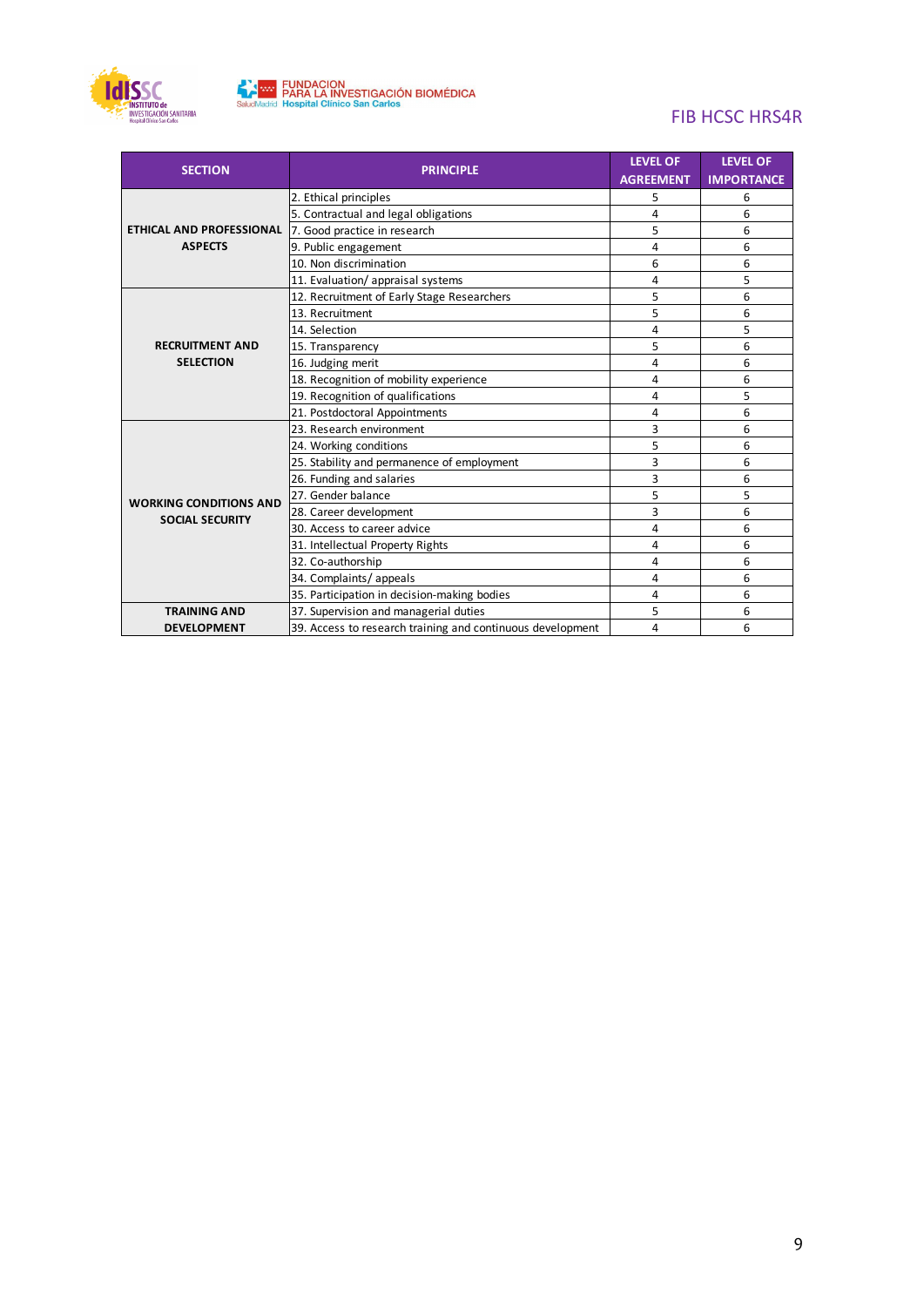| SECTION | PRINCIPLE | LEVEL OF AGREEMENT | LEVEL OF IMPORTANCE |
|---|---|---|---|
| ETHICAL AND PROFESSIONAL ASPECTS | 2. Ethical principles | 5 | 6 |
| | 5. Contractual and legal obligations | 4 | 6 |
| | 7. Good practice in research | 5 | 6 |
| | 9. Public engagement | 4 | 6 |
| | 10. Non discrimination | 6 | 6 |
| | 11. Evaluation/ appraisal systems | 4 | 5 |
| RECRUITMENT AND SELECTION | 12. Recruitment of Early Stage Researchers | 5 | 6 |
| | 13. Recruitment | 5 | 6 |
| | 14. Selection | 4 | 5 |
| | 15. Transparency | 5 | 6 |
| | 16. Judging merit | 4 | 6 |
| | 18. Recognition of mobility experience | 4 | 6 |
| | 19. Recognition of qualifications | 4 | 5 |
| | 21. Postdoctoral Appointments | 4 | 6 |
| WORKING CONDITIONS AND SOCIAL SECURITY | 23. Research environment | 3 | 6 |
| | 24. Working conditions | 5 | 6 |
| | 25. Stability and permanence of employment | 3 | 6 |
| | 26. Funding and salaries | 3 | 6 |
| | 27. Gender balance | 5 | 5 |
| | 28. Career development | 3 | 6 |
| | 30. Access to career advice | 4 | 6 |
| | 31. Intellectual Property Rights | 4 | 6 |
| | 32. Co-authorship | 4 | 6 |
| | 34. Complaints/ appeals | 4 | 6 |
| | 35. Participation in decision-making bodies | 4 | 6 |
| TRAINING AND DEVELOPMENT | 37. Supervision and managerial duties | 5 | 6 |
| | 39. Access to research training and continuous development | 4 | 6 |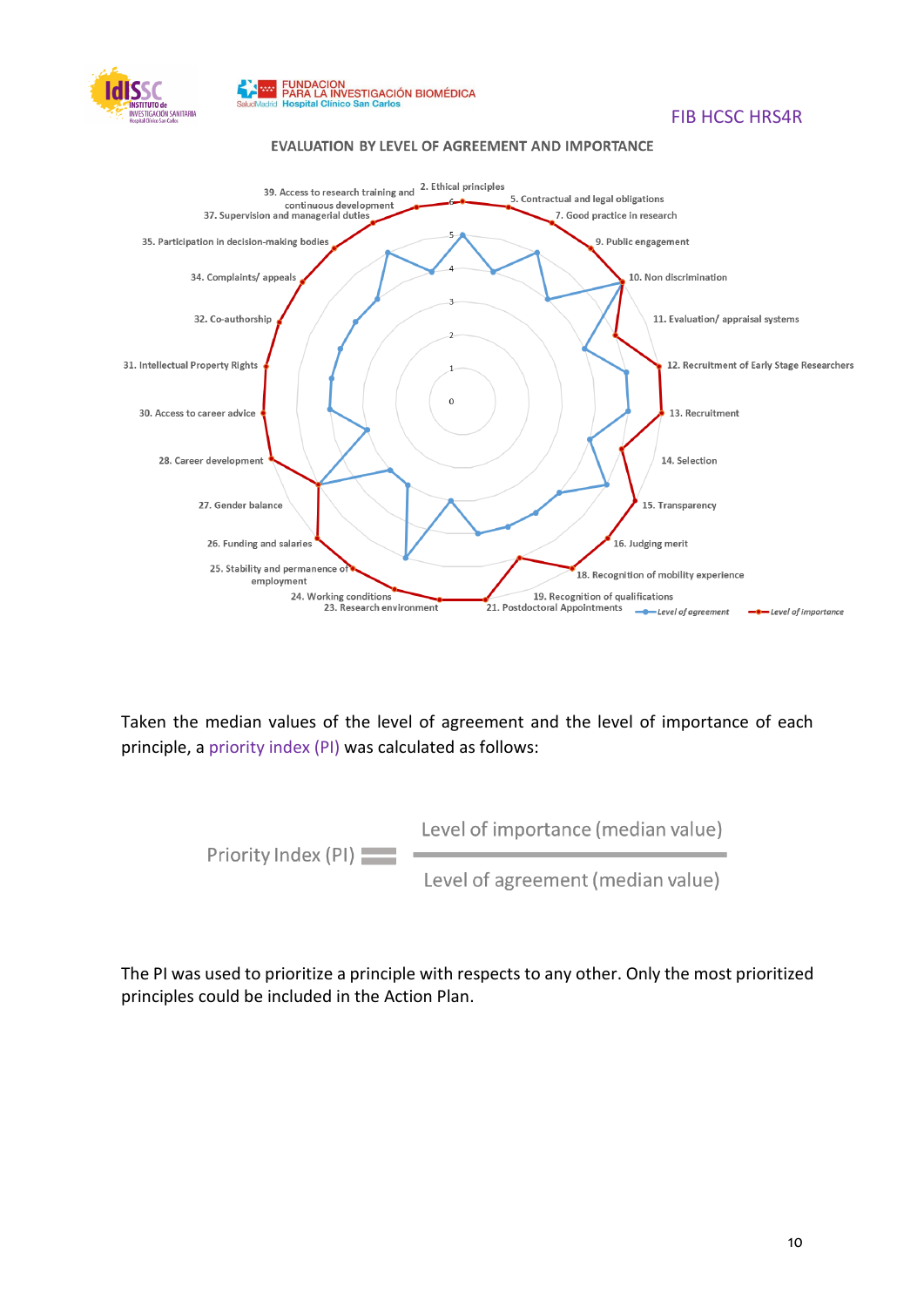EVALUATION BY LEVEL OF AGREEMENT AND IMPORTANCE

2. Ethical principles
5. Contractual and legal obligations
7. Good practice in research
9. Public engagement
10. Non discrimination
11. Evaluation/ appraisal systems
12. Recruitment of Early Stage Researchers
13. Recruitment
14. Selection
15. Transparency
16. Judging merit
18. Recognition of mobility experience
19. Recognition of qualifications
21. Postdoctoral Appointments
23. Research environment
24. Working conditions
25. Stability and permanence of employment
26. Funding and salaries
27. Gender balance
28. Career development
30. Access to career advice
31. Intellectual Property Rights
32. Co-authorship
34. Complaints/ appeals
35. Participation in decision-making bodies
37. Supervision and managerial duties
39. Access to research training and continuous development

0
1
2
3
4
5
6

Level of agreement
Level of importance

Taken the median values of the level of agreement and the level of importance of each principle, a priority index (PI) was calculated as follows:

$$\text{Priority Index (PI)} = \frac{\text{Level of importance (median value)}}{\text{Level of agreement (median value)}}$$

The PI was used to prioritize a principle with respects to any other. Only the most prioritized principles could be included in the Action Plan.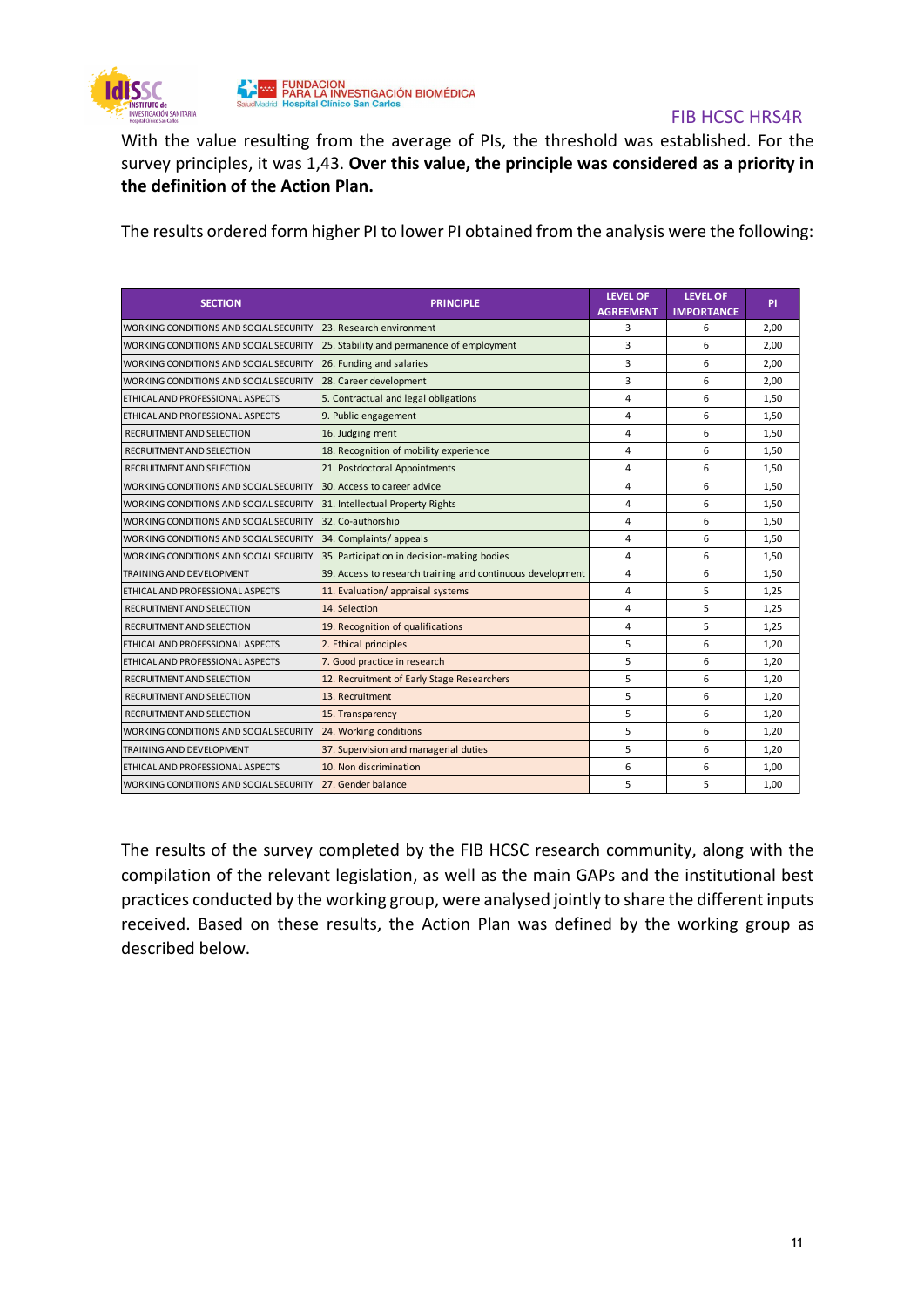With the value resulting from the average of PIs, the threshold was established. For the survey principles, it was 1,43. **Over this value, the principle was considered as a priority in the definition of the Action Plan.**

The results ordered form higher PI to lower PI obtained from the analysis were the following:

| SECTION | PRINCIPLE | LEVEL OF AGREEMENT | LEVEL OF IMPORTANCE | PI |
|---|---|---|---|---|
| WORKING CONDITIONS AND SOCIAL SECURITY | 23. Research environment | 3 | 6 | 2,00 |
| WORKING CONDITIONS AND SOCIAL SECURITY | 25. Stability and permanence of employment | 3 | 6 | 2,00 |
| WORKING CONDITIONS AND SOCIAL SECURITY | 26. Funding and salaries | 3 | 6 | 2,00 |
| WORKING CONDITIONS AND SOCIAL SECURITY | 28. Career development | 3 | 6 | 2,00 |
| ETHICAL AND PROFESSIONAL ASPECTS | 5. Contractual and legal obligations | 4 | 6 | 1,50 |
| ETHICAL AND PROFESSIONAL ASPECTS | 9. Public engagement | 4 | 6 | 1,50 |
| RECRUITMENT AND SELECTION | 16. Judging merit | 4 | 6 | 1,50 |
| RECRUITMENT AND SELECTION | 18. Recognition of mobility experience | 4 | 6 | 1,50 |
| RECRUITMENT AND SELECTION | 21. Postdoctoral Appointments | 4 | 6 | 1,50 |
| WORKING CONDITIONS AND SOCIAL SECURITY | 30. Access to career advice | 4 | 6 | 1,50 |
| WORKING CONDITIONS AND SOCIAL SECURITY | 31. Intellectual Property Rights | 4 | 6 | 1,50 |
| WORKING CONDITIONS AND SOCIAL SECURITY | 32. Co-authorship | 4 | 6 | 1,50 |
| WORKING CONDITIONS AND SOCIAL SECURITY | 34. Complaints/ appeals | 4 | 6 | 1,50 |
| WORKING CONDITIONS AND SOCIAL SECURITY | 35. Participation in decision-making bodies | 4 | 6 | 1,50 |
| TRAINING AND DEVELOPMENT | 39. Access to research training and continuous development | 4 | 6 | 1,50 |
| ETHICAL AND PROFESSIONAL ASPECTS | 11. Evaluation/ appraisal systems | 4 | 5 | 1,25 |
| RECRUITMENT AND SELECTION | 14. Selection | 4 | 5 | 1,25 |
| RECRUITMENT AND SELECTION | 19. Recognition of qualifications | 4 | 5 | 1,25 |
| ETHICAL AND PROFESSIONAL ASPECTS | 2. Ethical principles | 5 | 6 | 1,20 |
| ETHICAL AND PROFESSIONAL ASPECTS | 7. Good practice in research | 5 | 6 | 1,20 |
| RECRUITMENT AND SELECTION | 12. Recruitment of Early Stage Researchers | 5 | 6 | 1,20 |
| RECRUITMENT AND SELECTION | 13. Recruitment | 5 | 6 | 1,20 |
| RECRUITMENT AND SELECTION | 15. Transparency | 5 | 6 | 1,20 |
| WORKING CONDITIONS AND SOCIAL SECURITY | 24. Working conditions | 5 | 6 | 1,20 |
| TRAINING AND DEVELOPMENT | 37. Supervision and managerial duties | 5 | 6 | 1,20 |
| ETHICAL AND PROFESSIONAL ASPECTS | 10. Non discrimination | 6 | 6 | 1,00 |
| WORKING CONDITIONS AND SOCIAL SECURITY | 27. Gender balance | 5 | 5 | 1,00 |

The results of the survey completed by the FIB HCSC research community, along with the compilation of the relevant legislation, as well as the main GAPs and the institutional best practices conducted by the working group, were analysed jointly to share the different inputs received. Based on these results, the Action Plan was defined by the working group as described below.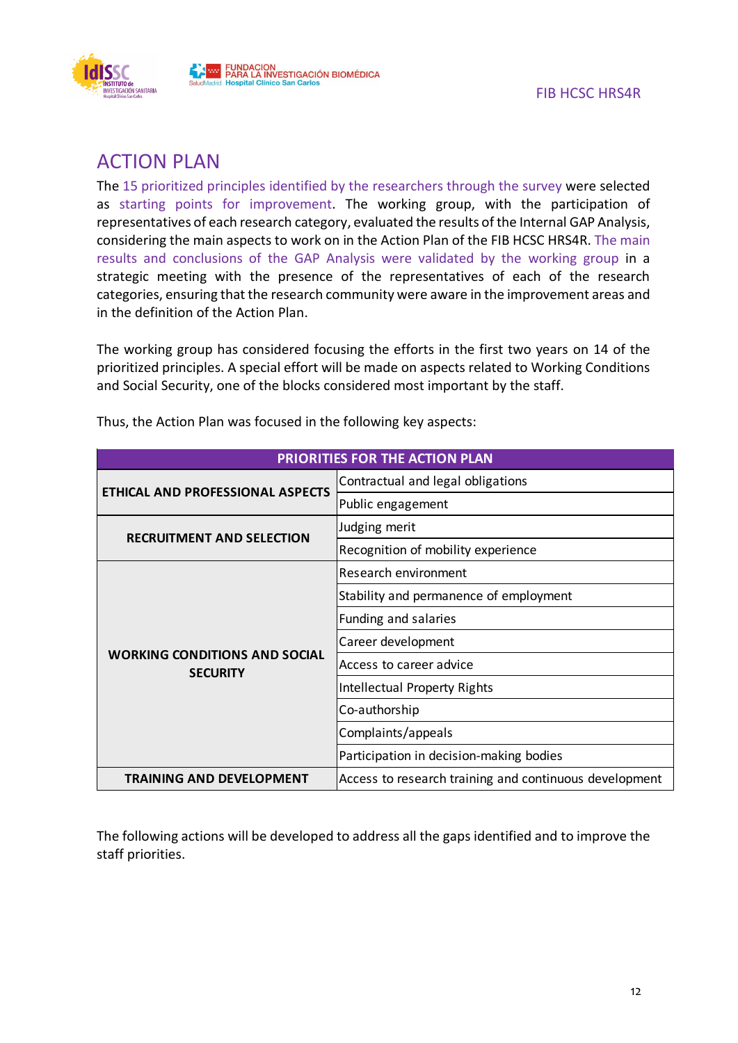# ACTION PLAN

The 15 prioritized principles identified by the researchers through the survey were selected as starting points for improvement. The working group, with the participation of representatives of each research category, evaluated the results of the Internal GAP Analysis, considering the main aspects to work on in the Action Plan of the FIB HCSC HRS4R. The main results and conclusions of the GAP Analysis were validated by the working group in a strategic meeting with the presence of the representatives of each of the research categories, ensuring that the research community were aware in the improvement areas and in the definition of the Action Plan.

The working group has considered focusing the efforts in the first two years on 14 of the prioritized principles. A special effort will be made on aspects related to Working Conditions and Social Security, one of the blocks considered most important by the staff.

Thus, the Action Plan was focused in the following key aspects:

| PRIORITIES FOR THE ACTION PLAN | |
|---|---|
| **ETHICAL AND PROFESSIONAL ASPECTS** | Contractual and legal obligations |
| | Public engagement |
| **RECRUITMENT AND SELECTION** | Judging merit |
| | Recognition of mobility experience |
| **WORKING CONDITIONS AND SOCIAL SECURITY** | Research environment |
| | Stability and permanence of employment |
| | Funding and salaries |
| | Career development |
| | Access to career advice |
| | Intellectual Property Rights |
| | Co-authorship |
| | Complaints/appeals |
| | Participation in decision-making bodies |
| **TRAINING AND DEVELOPMENT** | Access to research training and continuous development |

The following actions will be developed to address all the gaps identified and to improve the staff priorities.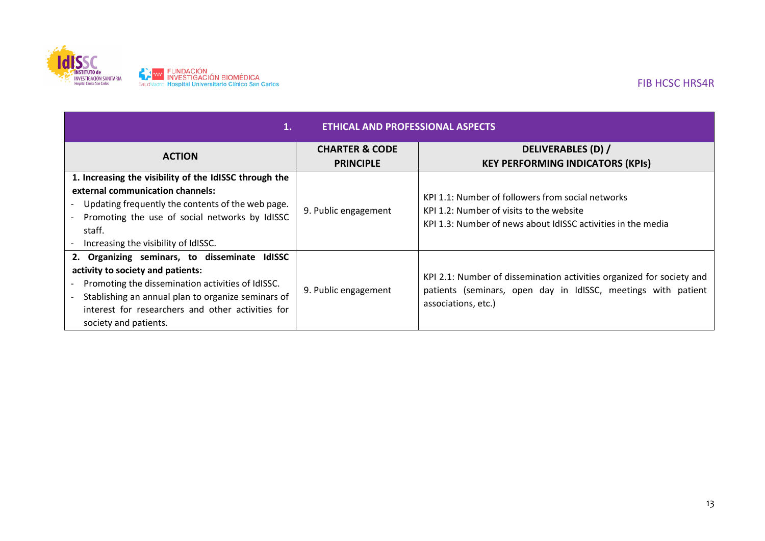| 1. ETHICAL AND PROFESSIONAL ASPECTS | | |
|---|---|---|
| **ACTION** | **CHARTER & CODE PRINCIPLE** | **DELIVERABLES (D) / KEY PERFORMING INDICATORS (KPIs)** |
| **1. Increasing the visibility of the IdISSC through the external communication channels:**<br>- Updating frequently the contents of the web page.<br>- Promoting the use of social networks by IdISSC staff.<br>- Increasing the visibility of IdISSC. | 9. Public engagement | KPI 1.1: Number of followers from social networks<br>KPI 1.2: Number of visits to the website<br>KPI 1.3: Number of news about IdISSC activities in the media |
| **2. Organizing seminars, to disseminate IdISSC activity to society and patients:**<br>- Promoting the dissemination activities of IdISSC.<br>- Stablishing an annual plan to organize seminars of interest for researchers and other activities for society and patients. | 9. Public engagement | KPI 2.1: Number of dissemination activities organized for society and patients (seminars, open day in IdISSC, meetings with patient associations, etc.) |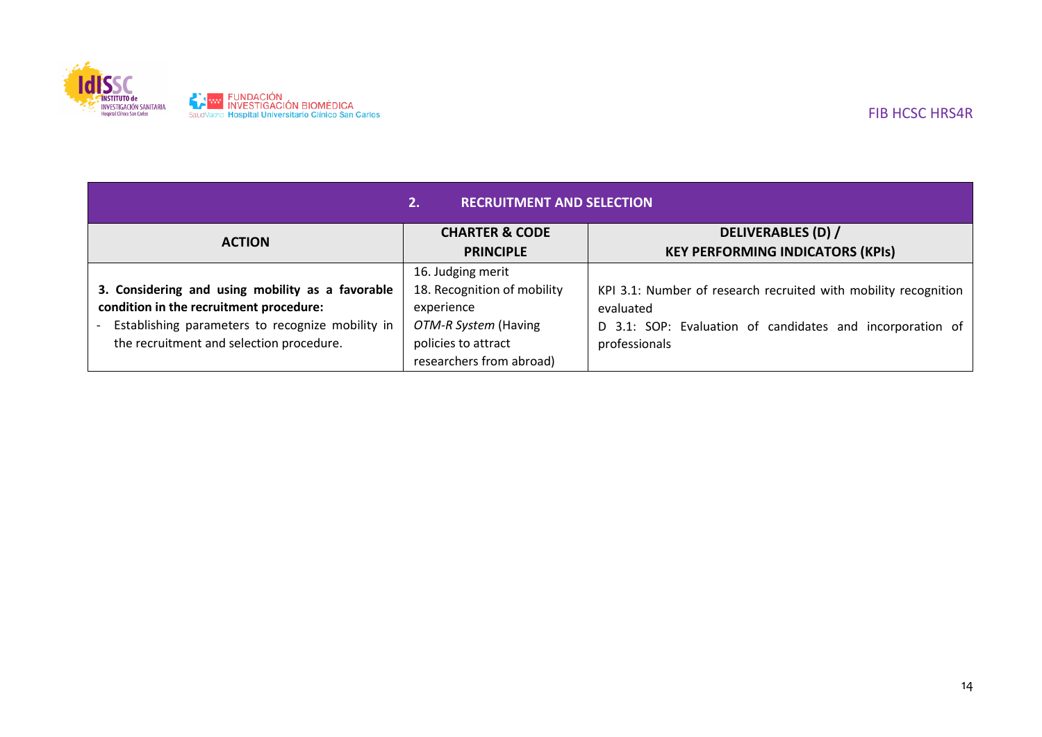| 2. RECRUITMENT AND SELECTION | | |
|---|---|---|
| **ACTION** | **CHARTER & CODE PRINCIPLE** | **DELIVERABLES (D) / KEY PERFORMING INDICATORS (KPIs)** |
| **3. Considering and using mobility as a favorable condition in the recruitment procedure:**<br>- Establishing parameters to recognize mobility in the recruitment and selection procedure. | 16. Judging merit<br>18. Recognition of mobility experience<br>*OTM-R System* (Having policies to attract researchers from abroad) | KPI 3.1: Number of research recruited with mobility recognition evaluated<br>D 3.1: SOP: Evaluation of candidates and incorporation of professionals |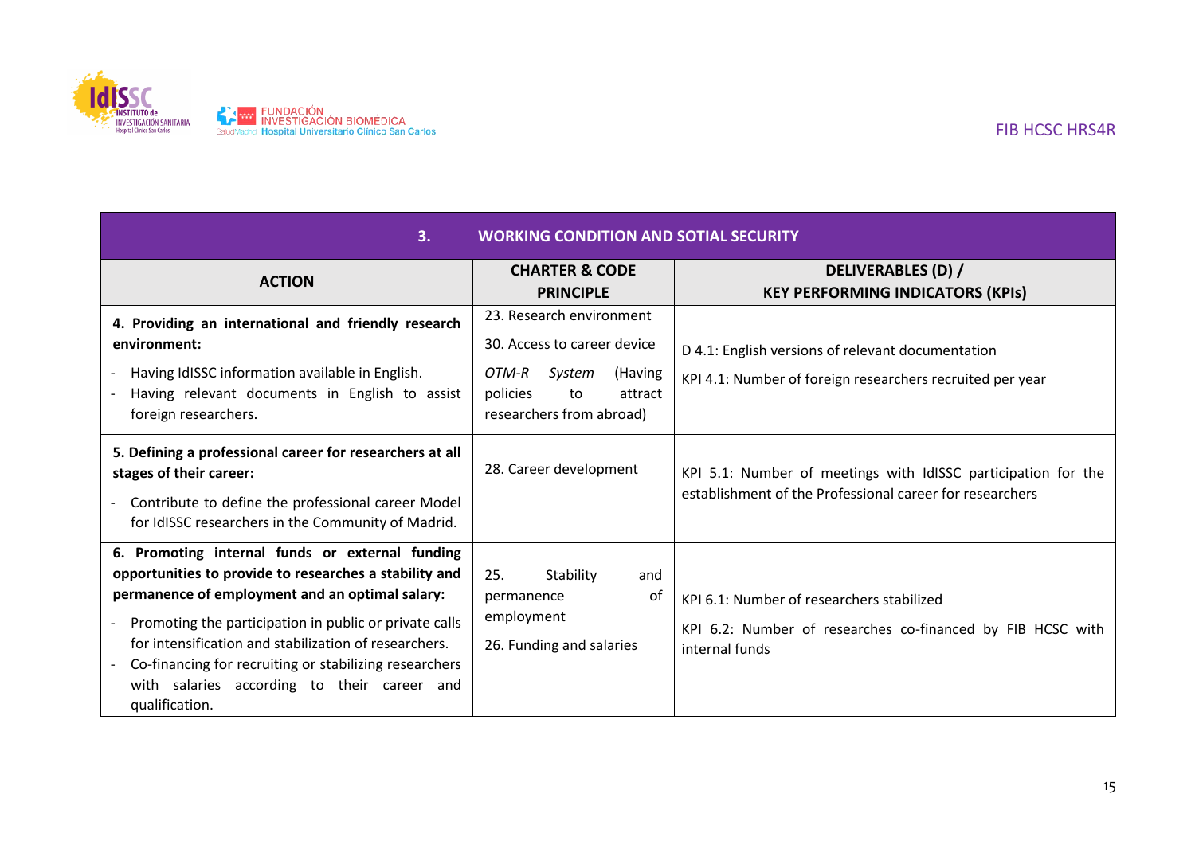| 3. WORKING CONDITION AND SOTIAL SECURITY | | |
|---|---|---|
| **ACTION** | **CHARTER & CODE PRINCIPLE** | **DELIVERABLES (D) / KEY PERFORMING INDICATORS (KPIs)** |
| **4. Providing an international and friendly research environment:**<br>- Having IdISSC information available in English.<br>- Having relevant documents in English to assist foreign researchers. | 23. Research environment<br>30. Access to career device<br>*OTM-R System* (Having policies to attract researchers from abroad) | D 4.1: English versions of relevant documentation<br>KPI 4.1: Number of foreign researchers recruited per year |
| **5. Defining a professional career for researchers at all stages of their career:**<br>- Contribute to define the professional career Model for IdISSC researchers in the Community of Madrid. | 28. Career development | KPI 5.1: Number of meetings with IdISSC participation for the establishment of the Professional career for researchers |
| **6. Promoting internal funds or external funding opportunities to provide to researches a stability and permanence of employment and an optimal salary:**<br>- Promoting the participation in public or private calls for intensification and stabilization of researchers.<br>- Co-financing for recruiting or stabilizing researchers with salaries according to their career and qualification. | 25. Stability and permanence of employment<br>26. Funding and salaries | KPI 6.1: Number of researchers stabilized<br>KPI 6.2: Number of researches co-financed by FIB HCSC with internal funds |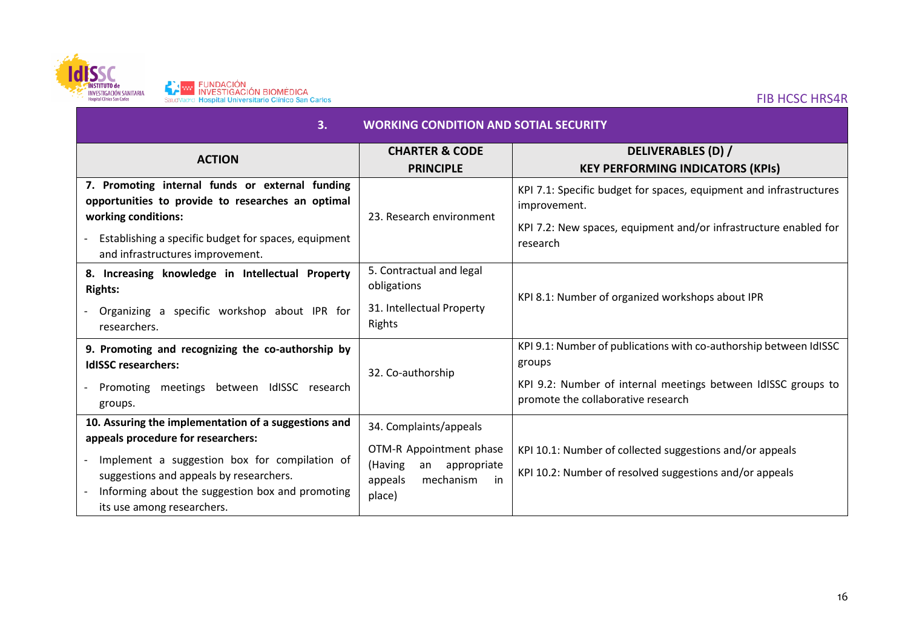| 3. WORKING CONDITION AND SOTIAL SECURITY | | |
|---|---|---|
| **ACTION** | **CHARTER & CODE PRINCIPLE** | **DELIVERABLES (D) / KEY PERFORMING INDICATORS (KPIs)** |
| **7. Promoting internal funds or external funding opportunities to provide to researches an optimal working conditions:**<br>- Establishing a specific budget for spaces, equipment and infrastructures improvement. | 23. Research environment | KPI 7.1: Specific budget for spaces, equipment and infrastructures improvement.<br>KPI 7.2: New spaces, equipment and/or infrastructure enabled for research |
| **8. Increasing knowledge in Intellectual Property Rights:**<br>- Organizing a specific workshop about IPR for researchers. | 5. Contractual and legal obligations<br>31. Intellectual Property Rights | KPI 8.1: Number of organized workshops about IPR |
| **9. Promoting and recognizing the co-authorship by IdISSC researchers:**<br>- Promoting meetings between IdISSC research groups. | 32. Co-authorship | KPI 9.1: Number of publications with co-authorship between IdISSC groups<br>KPI 9.2: Number of internal meetings between IdISSC groups to promote the collaborative research |
| **10. Assuring the implementation of a suggestions and appeals procedure for researchers:**<br>- Implement a suggestion box for compilation of suggestions and appeals by researchers.<br>- Informing about the suggestion box and promoting its use among researchers. | 34. Complaints/appeals<br>OTM-R Appointment phase (Having an appropriate appeals mechanism in place) | KPI 10.1: Number of collected suggestions and/or appeals<br>KPI 10.2: Number of resolved suggestions and/or appeals |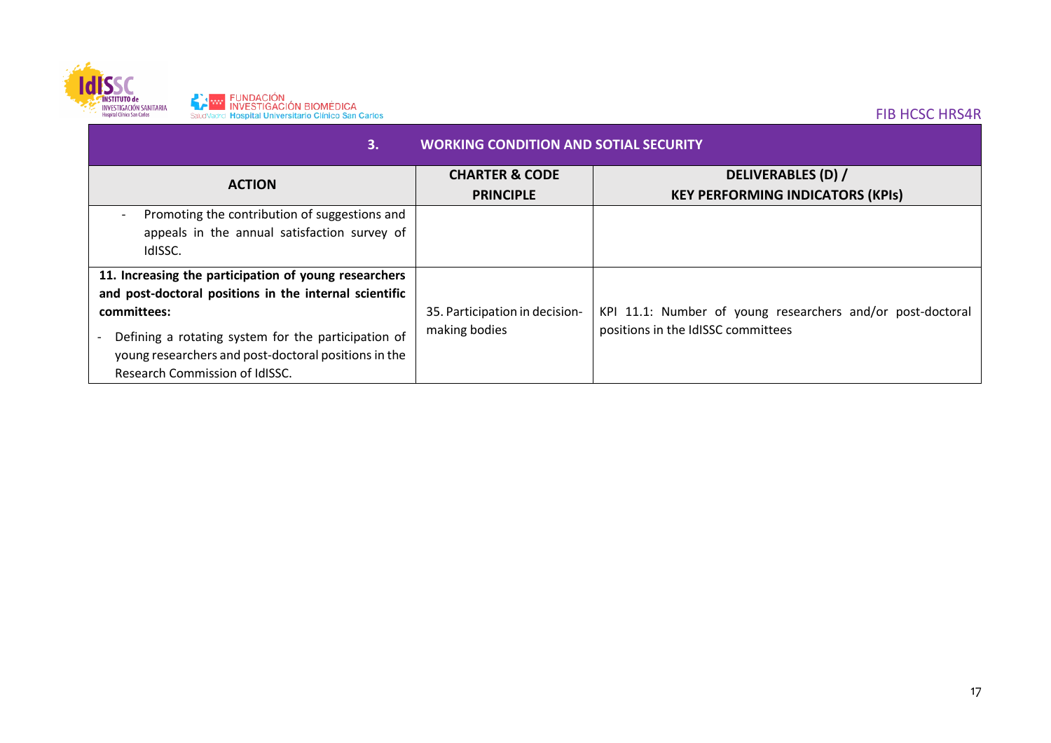| 3. WORKING CONDITION AND SOTIAL SECURITY | | |
|---|---|---|
| **ACTION** | **CHARTER & CODE PRINCIPLE** | **DELIVERABLES (D) / KEY PERFORMING INDICATORS (KPIs)** |
| - Promoting the contribution of suggestions and appeals in the annual satisfaction survey of IdISSC. | | |
| **11. Increasing the participation of young researchers and post-doctoral positions in the internal scientific committees:** - Defining a rotating system for the participation of young researchers and post-doctoral positions in the Research Commission of IdISSC. | 35. Participation in decision-making bodies | KPI 11.1: Number of young researchers and/or post-doctoral positions in the IdISSC committees |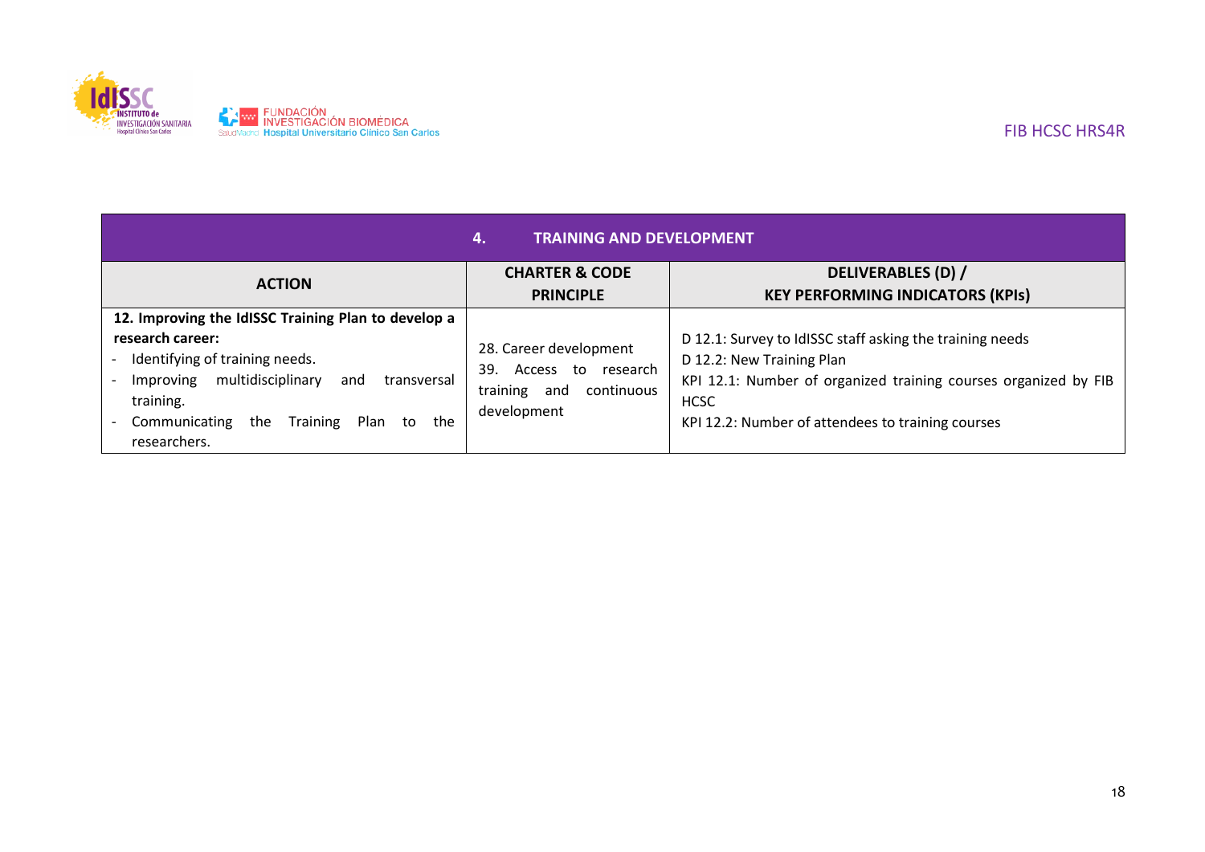| 4. TRAINING AND DEVELOPMENT | | |
|---|---|---|
| **ACTION** | **CHARTER & CODE PRINCIPLE** | **DELIVERABLES (D) / KEY PERFORMING INDICATORS (KPIs)** |
| **12. Improving the IdISSC Training Plan to develop a research career:**<br>- Identifying of training needs.<br>- Improving multidisciplinary and transversal training.<br>- Communicating the Training Plan to the researchers. | 28. Career development<br>39. Access to research training and continuous development | D 12.1: Survey to IdISSC staff asking the training needs<br>D 12.2: New Training Plan<br>KPI 12.1: Number of organized training courses organized by FIB HCSC<br>KPI 12.2: Number of attendees to training courses |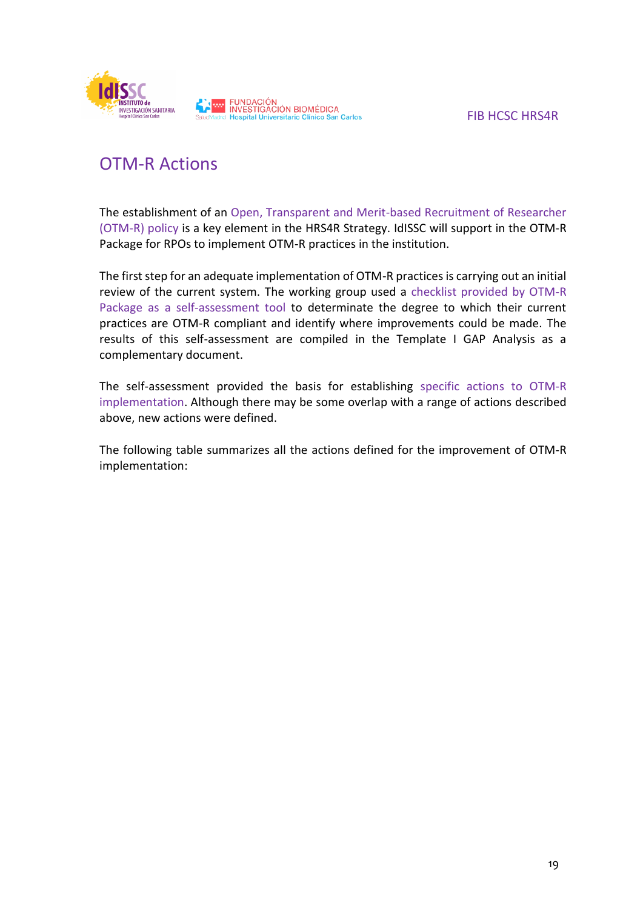# OTM-R Actions

The establishment of an Open, Transparent and Merit-based Recruitment of Researcher (OTM-R) policy is a key element in the HRS4R Strategy. IdISSC will support in the OTM-R Package for RPOs to implement OTM-R practices in the institution.

The first step for an adequate implementation of OTM-R practices is carrying out an initial review of the current system. The working group used a checklist provided by OTM-R Package as a self-assessment tool to determinate the degree to which their current practices are OTM-R compliant and identify where improvements could be made. The results of this self-assessment are compiled in the Template I GAP Analysis as a complementary document.

The self-assessment provided the basis for establishing specific actions to OTM-R implementation. Although there may be some overlap with a range of actions described above, new actions were defined.

The following table summarizes all the actions defined for the improvement of OTM-R implementation: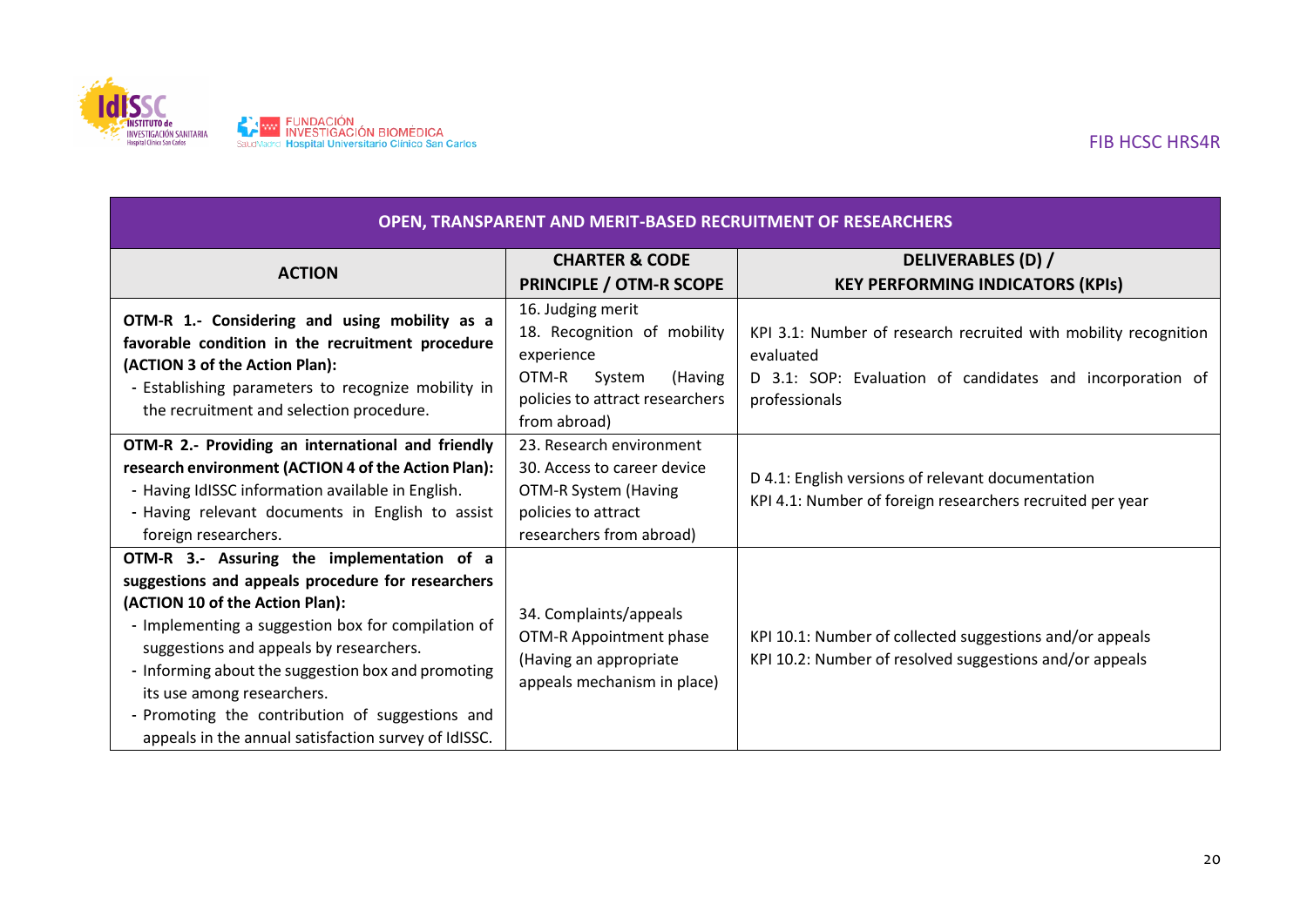| OPEN, TRANSPARENT AND MERIT-BASED RECRUITMENT OF RESEARCHERS | | |
|---|---|---|
| **ACTION** | **CHARTER & CODE PRINCIPLE / OTM-R SCOPE** | **DELIVERABLES (D) / KEY PERFORMING INDICATORS (KPIs)** |
| **OTM-R 1.- Considering and using mobility as a favorable condition in the recruitment procedure (ACTION 3 of the Action Plan):**<br>- Establishing parameters to recognize mobility in the recruitment and selection procedure. | 16. Judging merit<br>18. Recognition of mobility experience<br>OTM-R System (Having policies to attract researchers from abroad) | KPI 3.1: Number of research recruited with mobility recognition evaluated<br>D 3.1: SOP: Evaluation of candidates and incorporation of professionals |
| **OTM-R 2.- Providing an international and friendly research environment (ACTION 4 of the Action Plan):**<br>- Having IdISSC information available in English.<br>- Having relevant documents in English to assist foreign researchers. | 23. Research environment<br>30. Access to career device<br>OTM-R System (Having policies to attract researchers from abroad) | D 4.1: English versions of relevant documentation<br>KPI 4.1: Number of foreign researchers recruited per year |
| **OTM-R 3.- Assuring the implementation of a suggestions and appeals procedure for researchers (ACTION 10 of the Action Plan):**<br>- Implementing a suggestion box for compilation of suggestions and appeals by researchers.<br>- Informing about the suggestion box and promoting its use among researchers.<br>- Promoting the contribution of suggestions and appeals in the annual satisfaction survey of IdISSC. | 34. Complaints/appeals<br>OTM-R Appointment phase (Having an appropriate appeals mechanism in place) | KPI 10.1: Number of collected suggestions and/or appeals<br>KPI 10.2: Number of resolved suggestions and/or appeals |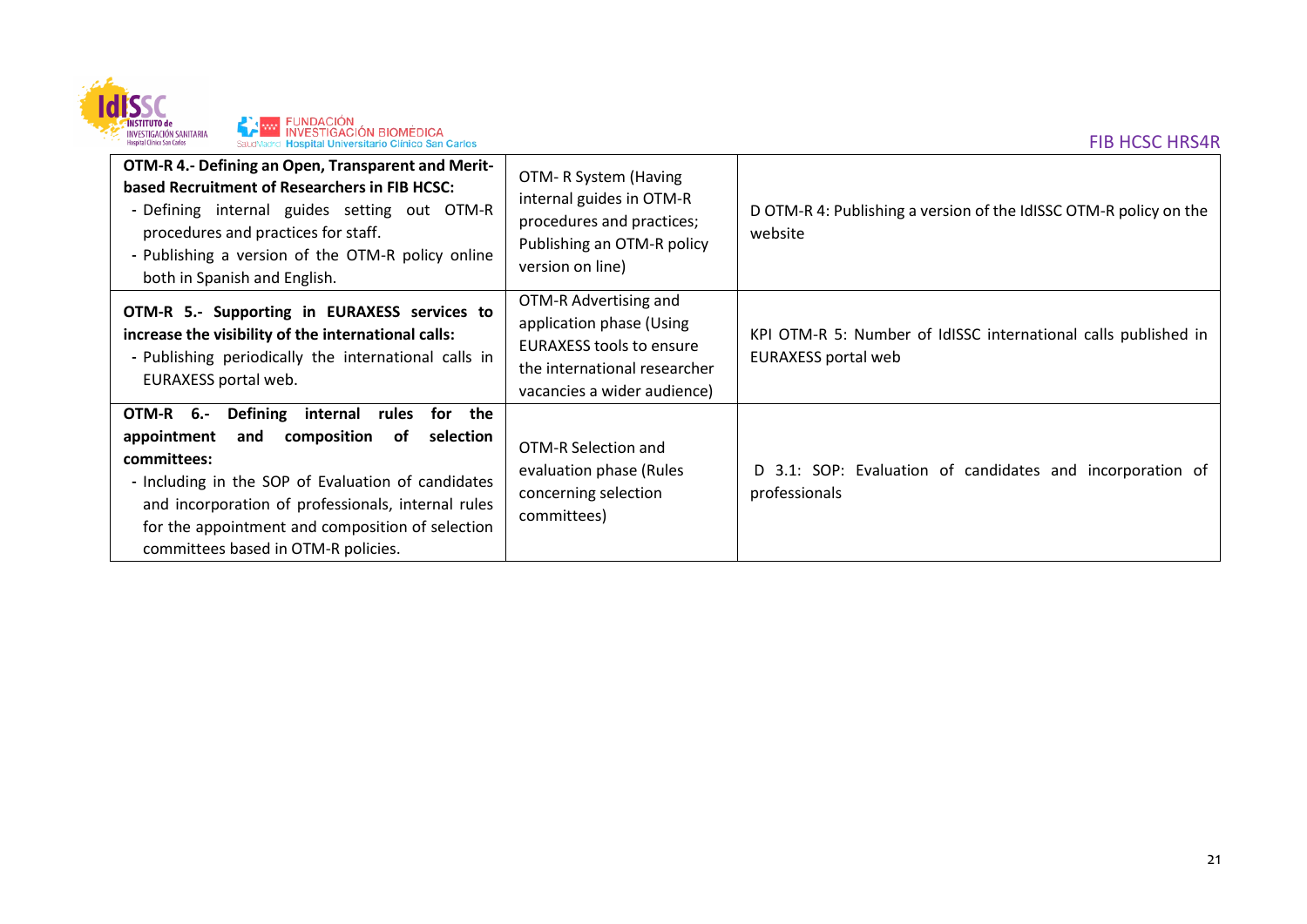| | | |
|---|---|---|
| **OTM-R 4.- Defining an Open, Transparent and Merit-based Recruitment of Researchers in FIB HCSC:**<br>- Defining internal guides setting out OTM-R procedures and practices for staff.<br>- Publishing a version of the OTM-R policy online both in Spanish and English. | OTM- R System (Having internal guides in OTM-R procedures and practices; Publishing an OTM-R policy version on line) | D OTM-R 4: Publishing a version of the IdISSC OTM-R policy on the website |
| **OTM-R 5.- Supporting in EURAXESS services to increase the visibility of the international calls:**<br>- Publishing periodically the international calls in EURAXESS portal web. | OTM-R Advertising and application phase (Using EURAXESS tools to ensure the international researcher vacancies a wider audience) | KPI OTM-R 5: Number of IdISSC international calls published in EURAXESS portal web |
| **OTM-R 6.- Defining internal rules for the appointment and composition of selection committees:**<br>- Including in the SOP of Evaluation of candidates and incorporation of professionals, internal rules for the appointment and composition of selection committees based in OTM-R policies. | OTM-R Selection and evaluation phase (Rules concerning selection committees) | D 3.1: SOP: Evaluation of candidates and incorporation of professionals |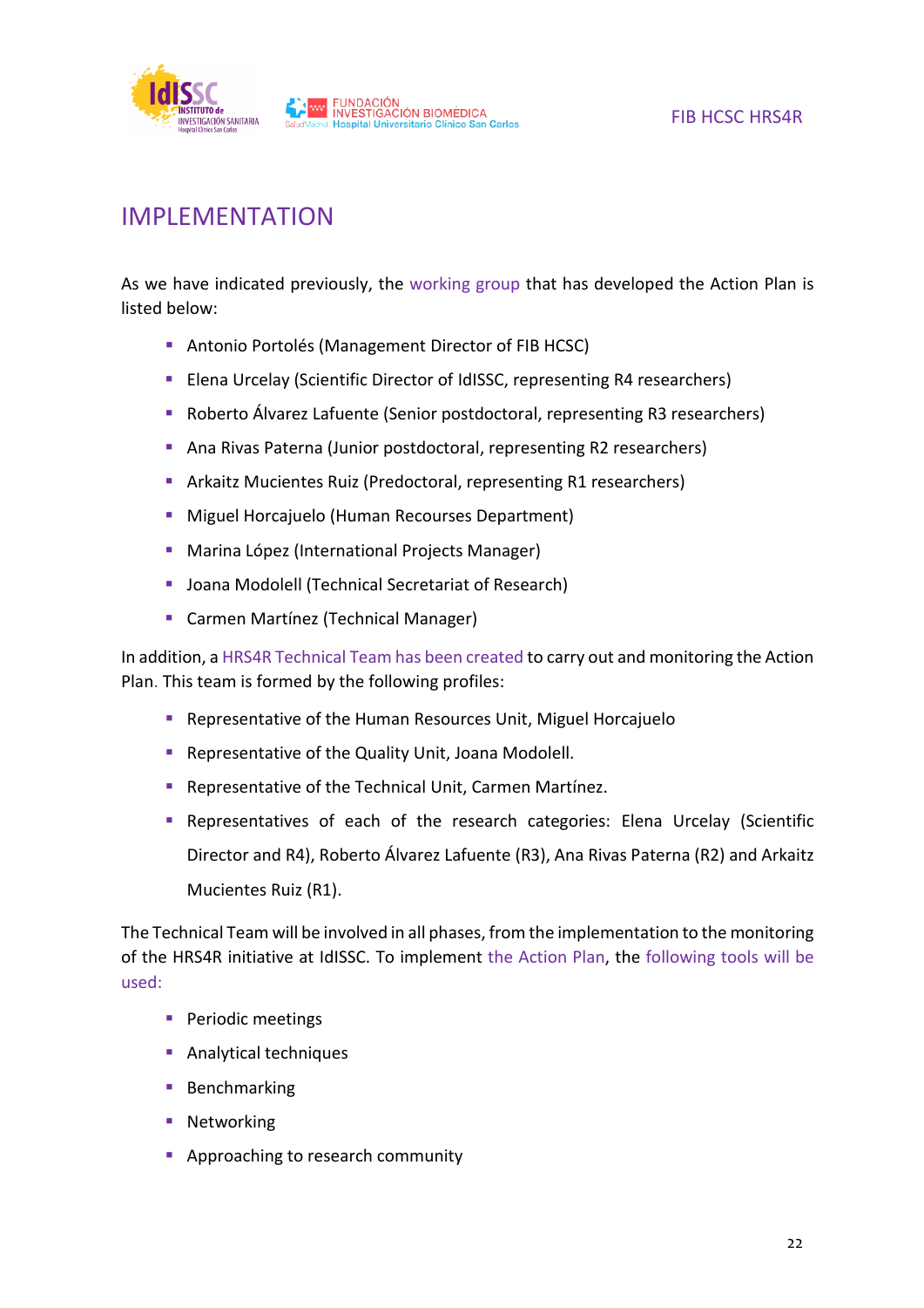# IMPLEMENTATION

As we have indicated previously, the working group that has developed the Action Plan is listed below:

- Antonio Portolés (Management Director of FIB HCSC)
- Elena Urcelay (Scientific Director of IdISSC, representing R4 researchers)
- Roberto Álvarez Lafuente (Senior postdoctoral, representing R3 researchers)
- Ana Rivas Paterna (Junior postdoctoral, representing R2 researchers)
- Arkaitz Mucientes Ruiz (Predoctoral, representing R1 researchers)
- Miguel Horcajuelo (Human Recourses Department)
- Marina López (International Projects Manager)
- Joana Modolell (Technical Secretariat of Research)
- Carmen Martínez (Technical Manager)

In addition, a HRS4R Technical Team has been created to carry out and monitoring the Action Plan. This team is formed by the following profiles:

- Representative of the Human Resources Unit, Miguel Horcajuelo
- Representative of the Quality Unit, Joana Modolell.
- Representative of the Technical Unit, Carmen Martínez.
- Representatives of each of the research categories: Elena Urcelay (Scientific Director and R4), Roberto Álvarez Lafuente (R3), Ana Rivas Paterna (R2) and Arkaitz Mucientes Ruiz (R1).

The Technical Team will be involved in all phases, from the implementation to the monitoring of the HRS4R initiative at IdISSC. To implement the Action Plan, the following tools will be used:

- Periodic meetings
- Analytical techniques
- Benchmarking
- Networking
- Approaching to research community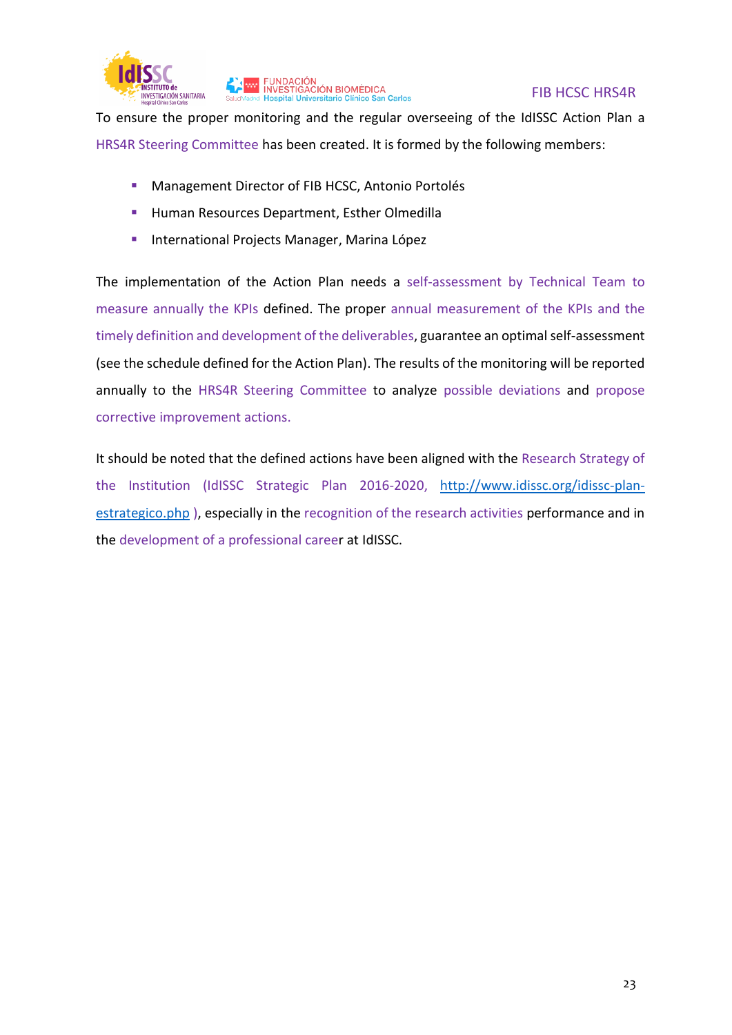To ensure the proper monitoring and the regular overseeing of the IdISSC Action Plan a HRS4R Steering Committee has been created. It is formed by the following members:

- Management Director of FIB HCSC, Antonio Portolés
- Human Resources Department, Esther Olmedilla
- International Projects Manager, Marina López

The implementation of the Action Plan needs a self-assessment by Technical Team to measure annually the KPIs defined. The proper annual measurement of the KPIs and the timely definition and development of the deliverables, guarantee an optimal self-assessment (see the schedule defined for the Action Plan). The results of the monitoring will be reported annually to the HRS4R Steering Committee to analyze possible deviations and propose corrective improvement actions.

It should be noted that the defined actions have been aligned with the Research Strategy of the Institution (IdISSC Strategic Plan 2016-2020, http://www.idissc.org/idissc-plan-estrategico.php ), especially in the recognition of the research activities performance and in the development of a professional career at IdISSC.